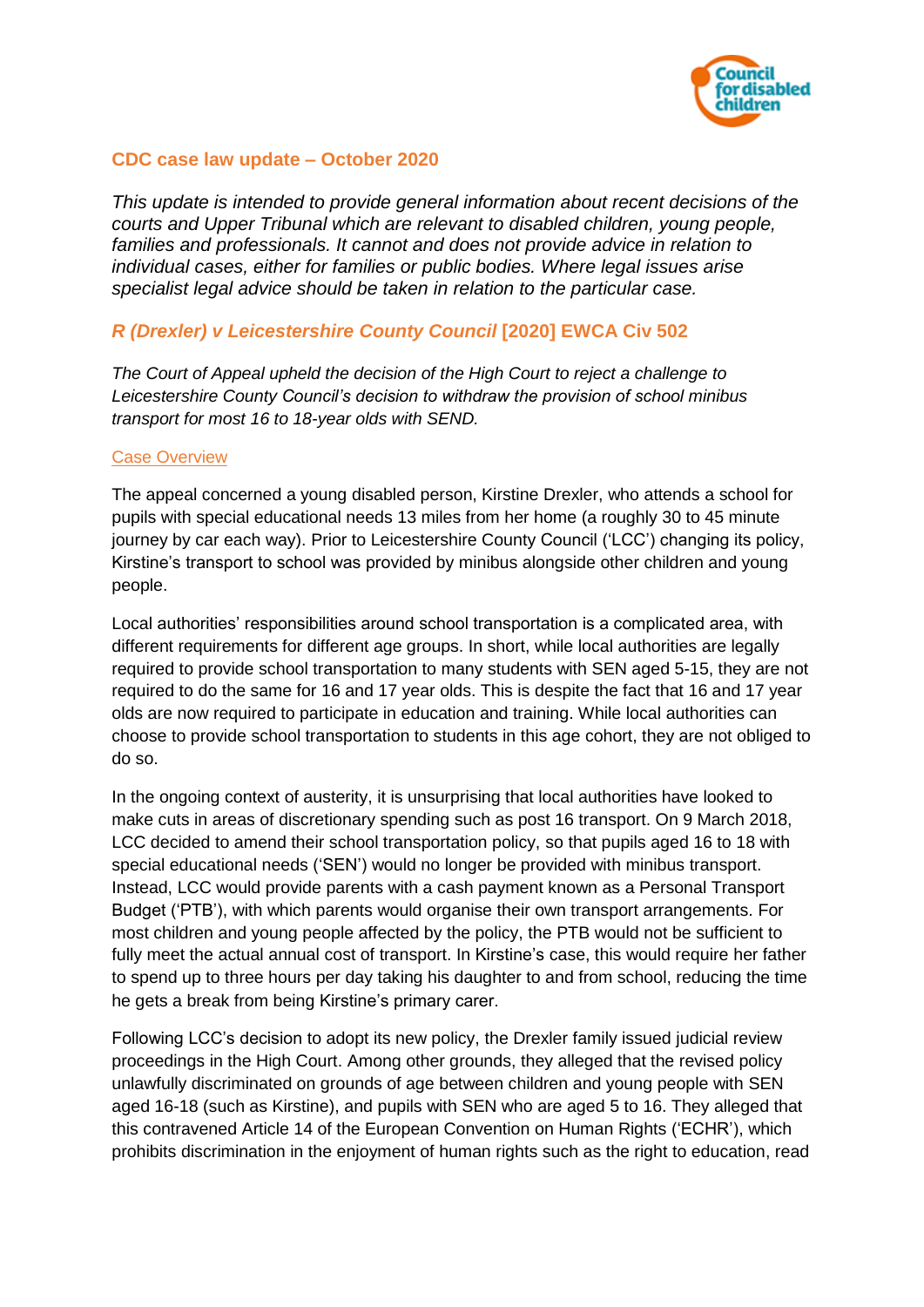## CDC case law update – October 2020

*This update is intended to provide general information about recent decisions of the courts and Upper Tribunal which are relevant to disabled children, young people, families and professionals. It cannot and does not provide advice in relation to individual cases, either for families or public bodies. Where legal issues arise specialist legal advice should be taken in relation to the particular case.*

### *R (Drexler) v Leicestershire County Council* [2020] EWCA Civ 502

*The Court of Appeal upheld the decision of the High Court to reject a challenge to Leicestershire County Council's decision to withdraw the provision of school minibus transport for most 16 to 18-year olds with SEND.*

#### Case Overview

The appeal concerned a young disabled person, Kirstine Drexler, who attends a school for pupils with special educational needs 13 miles from her home (a roughly 30 to 45 minute journey by car each way). Prior to Leicestershire County Council ('LCC') changing its policy, Kirstine's transport to school was provided by minibus alongside other children and young people.

Local authorities' responsibilities around school transportation is a complicated area, with different requirements for different age groups. In short, while local authorities are legally required to provide school transportation to many students with SEN aged 5-15, they are not required to do the same for 16 and 17 year olds. This is despite the fact that 16 and 17 year olds are now required to participate in education and training. While local authorities can choose to provide school transportation to students in this age cohort, they are not obliged to do so.

In the ongoing context of austerity, it is unsurprising that local authorities have looked to make cuts in areas of discretionary spending such as post 16 transport. On 9 March 2018, LCC decided to amend their school transportation policy, so that pupils aged 16 to 18 with special educational needs ('SEN') would no longer be provided with minibus transport. Instead, LCC would provide parents with a cash payment known as a Personal Transport Budget ('PTB'), with which parents would organise their own transport arrangements. For most children and young people affected by the policy, the PTB would not be sufficient to fully meet the actual annual cost of transport. In Kirstine's case, this would require her father to spend up to three hours per day taking his daughter to and from school, reducing the time he gets a break from being Kirstine's primary carer.

Following LCC's decision to adopt its new policy, the Drexler family issued judicial review proceedings in the High Court. Among other grounds, they alleged that the revised policy unlawfully discriminated on grounds of age between children and young people with SEN aged 16-18 (such as Kirstine), and pupils with SEN who are aged 5 to 16. They alleged that this contravened Article 14 of the European Convention on Human Rights ('ECHR'), which prohibits discrimination in the enjoyment of human rights such as the right to education, read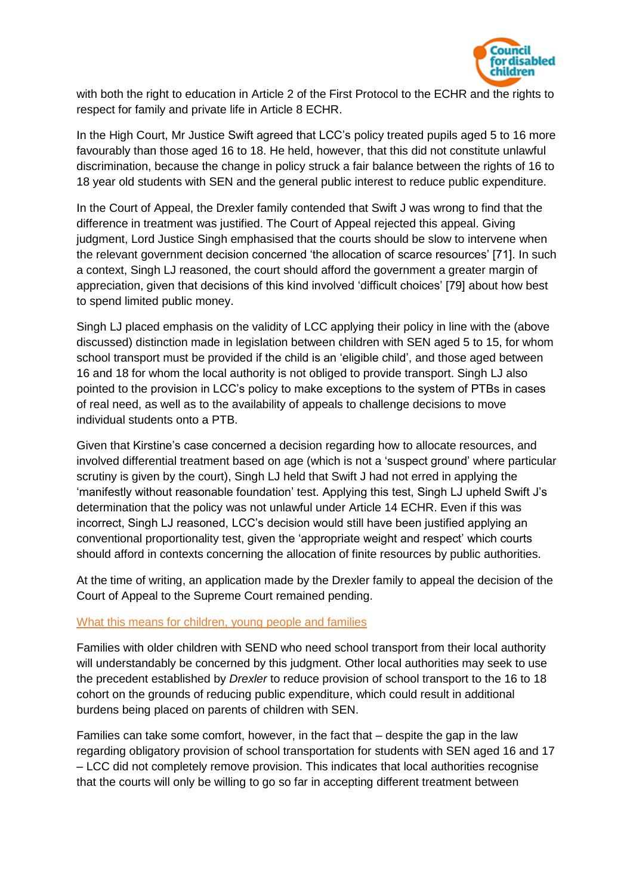with both the right to education in Article 2 of the First Protocol to the ECHR and the rights to respect for family and private life in Article 8 ECHR.

In the High Court, Mr Justice Swift agreed that LCC's policy treated pupils aged 5 to 16 more favourably than those aged 16 to 18. He held, however, that this did not constitute unlawful discrimination, because the change in policy struck a fair balance between the rights of 16 to 18 year old students with SEN and the general public interest to reduce public expenditure.

In the Court of Appeal, the Drexler family contended that Swift J was wrong to find that the difference in treatment was justified. The Court of Appeal rejected this appeal. Giving judgment, Lord Justice Singh emphasised that the courts should be slow to intervene when the relevant government decision concerned 'the allocation of scarce resources' [71]. In such a context, Singh LJ reasoned, the court should afford the government a greater margin of appreciation, given that decisions of this kind involved 'difficult choices' [79] about how best to spend limited public money.

Singh LJ placed emphasis on the validity of LCC applying their policy in line with the (above discussed) distinction made in legislation between children with SEN aged 5 to 15, for whom school transport must be provided if the child is an 'eligible child', and those aged between 16 and 18 for whom the local authority is not obliged to provide transport. Singh LJ also pointed to the provision in LCC's policy to make exceptions to the system of PTBs in cases of real need, as well as to the availability of appeals to challenge decisions to move individual students onto a PTB.

Given that Kirstine's case concerned a decision regarding how to allocate resources, and involved differential treatment based on age (which is not a 'suspect ground' where particular scrutiny is given by the court), Singh LJ held that Swift J had not erred in applying the 'manifestly without reasonable foundation' test. Applying this test, Singh LJ upheld Swift J's determination that the policy was not unlawful under Article 14 ECHR. Even if this was incorrect, Singh LJ reasoned, LCC's decision would still have been justified applying an conventional proportionality test, given the 'appropriate weight and respect' which courts should afford in contexts concerning the allocation of finite resources by public authorities.

At the time of writing, an application made by the Drexler family to appeal the decision of the Court of Appeal to the Supreme Court remained pending.

## What this means for children, young people and families

Families with older children with SEND who need school transport from their local authority will understandably be concerned by this judgment. Other local authorities may seek to use the precedent established by *Drexler* to reduce provision of school transport to the 16 to 18 cohort on the grounds of reducing public expenditure, which could result in additional burdens being placed on parents of children with SEN.

Families can take some comfort, however, in the fact that – despite the gap in the law regarding obligatory provision of school transportation for students with SEN aged 16 and 17 – LCC did not completely remove provision. This indicates that local authorities recognise that the courts will only be willing to go so far in accepting different treatment between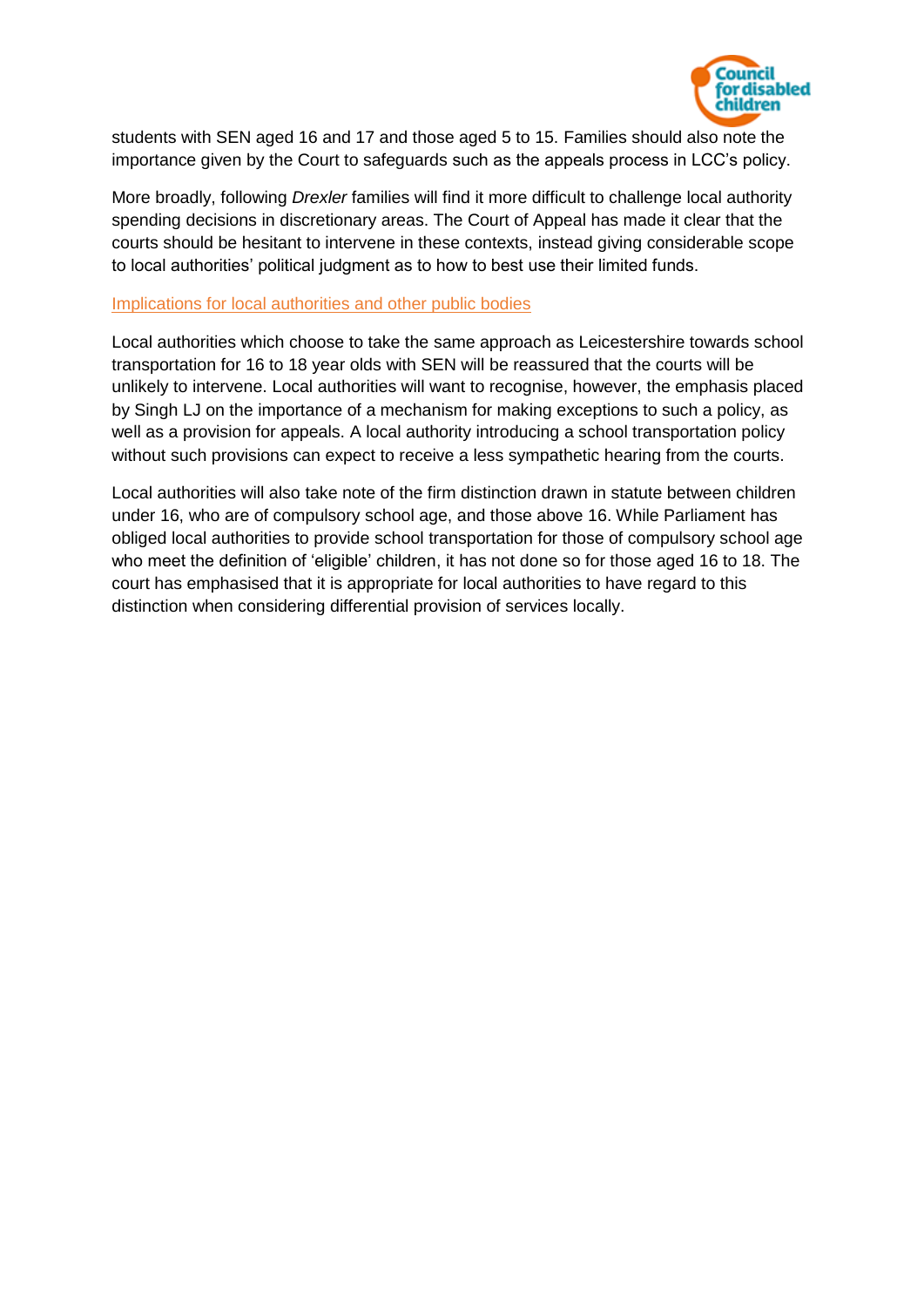students with SEN aged 16 and 17 and those aged 5 to 15. Families should also note the importance given by the Court to safeguards such as the appeals process in LCC's policy.

More broadly, following *Drexler* families will find it more difficult to challenge local authority spending decisions in discretionary areas. The Court of Appeal has made it clear that the courts should be hesitant to intervene in these contexts, instead giving considerable scope to local authorities' political judgment as to how to best use their limited funds.

## Implications for local authorities and other public bodies

Local authorities which choose to take the same approach as Leicestershire towards school transportation for 16 to 18 year olds with SEN will be reassured that the courts will be unlikely to intervene. Local authorities will want to recognise, however, the emphasis placed by Singh LJ on the importance of a mechanism for making exceptions to such a policy, as well as a provision for appeals. A local authority introducing a school transportation policy without such provisions can expect to receive a less sympathetic hearing from the courts.

Local authorities will also take note of the firm distinction drawn in statute between children under 16, who are of compulsory school age, and those above 16. While Parliament has obliged local authorities to provide school transportation for those of compulsory school age who meet the definition of 'eligible' children, it has not done so for those aged 16 to 18. The court has emphasised that it is appropriate for local authorities to have regard to this distinction when considering differential provision of services locally.